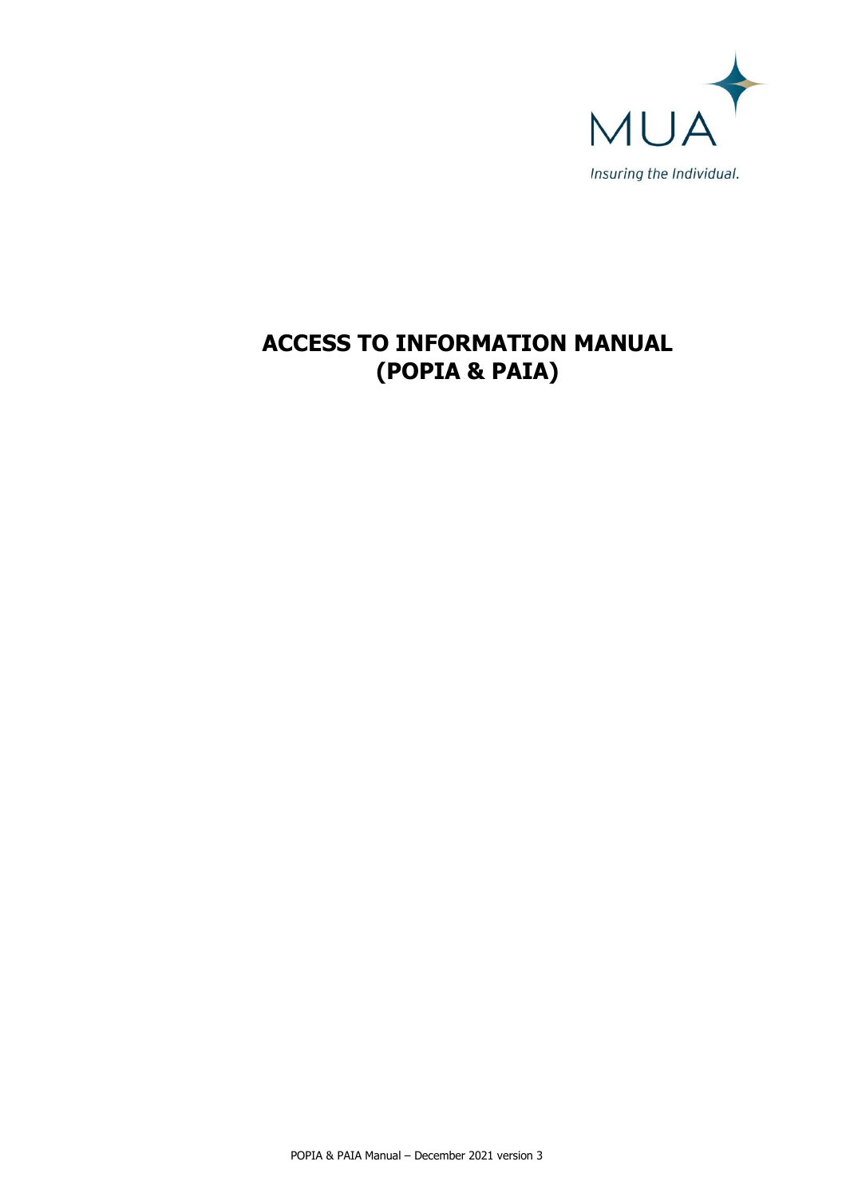MUA

*Insuring the Individual.*

# ACCESS TO INFORMATION MANUAL (POPIA & PAIA)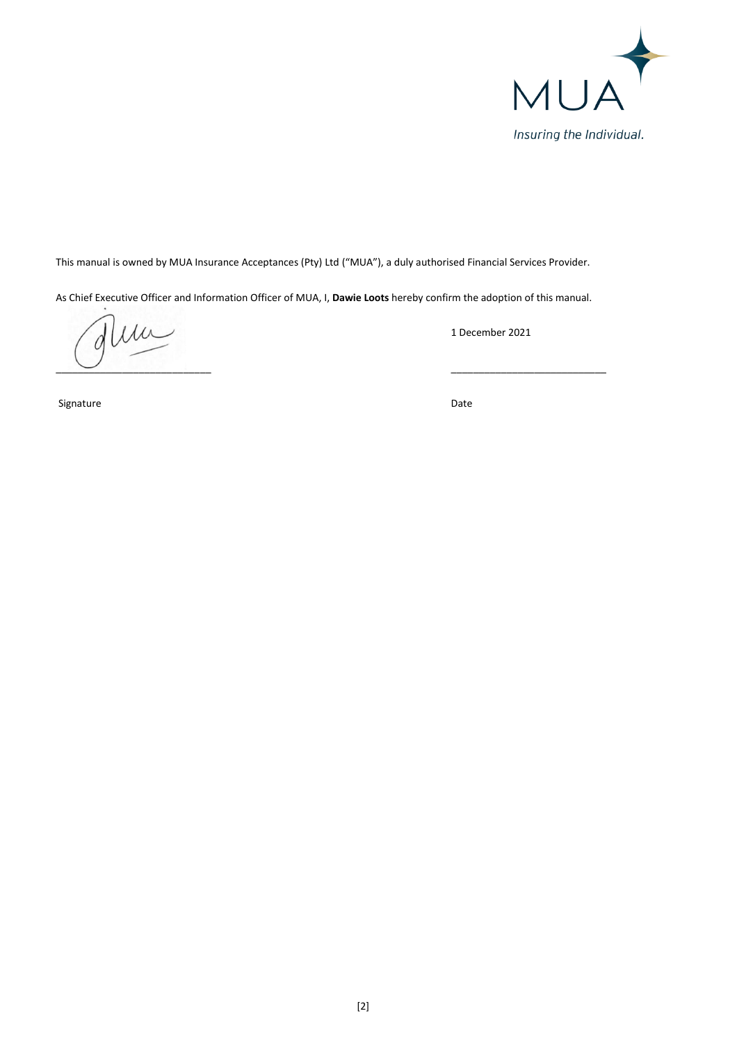MUA

*Insuring the Individual.*

This manual is owned by MUA Insurance Acceptances (Pty) Ltd ("MUA"), a duly authorised Financial Services Provider.

As Chief Executive Officer and Information Officer of MUA, I, **Dawie Loots** hereby confirm the adoption of this manual.

\_\_\_\_\_\_\_\_\_\_\_\_\_\_\_\_\_\_\_\_\_\_\_\_\_\_\_\_ 1 December 2021

Signature Date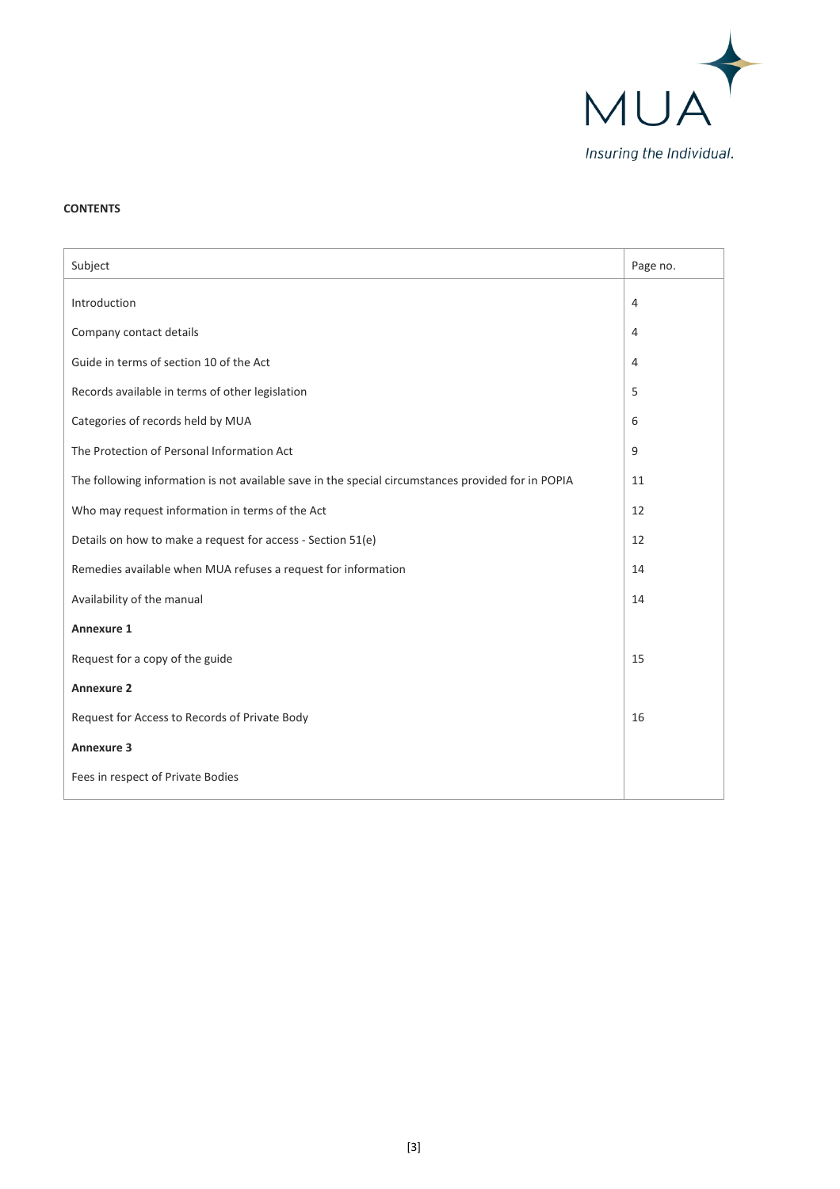**CONTENTS**

| Subject | Page no. |
|---|---|
| Introduction | 4 |
| Company contact details | 4 |
| Guide in terms of section 10 of the Act | 4 |
| Records available in terms of other legislation | 5 |
| Categories of records held by MUA | 6 |
| The Protection of Personal Information Act | 9 |
| The following information is not available save in the special circumstances provided for in POPIA | 11 |
| Who may request information in terms of the Act | 12 |
| Details on how to make a request for access - Section 51(e) | 12 |
| Remedies available when MUA refuses a request for information | 14 |
| Availability of the manual | 14 |
| **Annexure 1** | |
| Request for a copy of the guide | 15 |
| **Annexure 2** | |
| Request for Access to Records of Private Body | 16 |
| **Annexure 3** | |
| Fees in respect of Private Bodies | |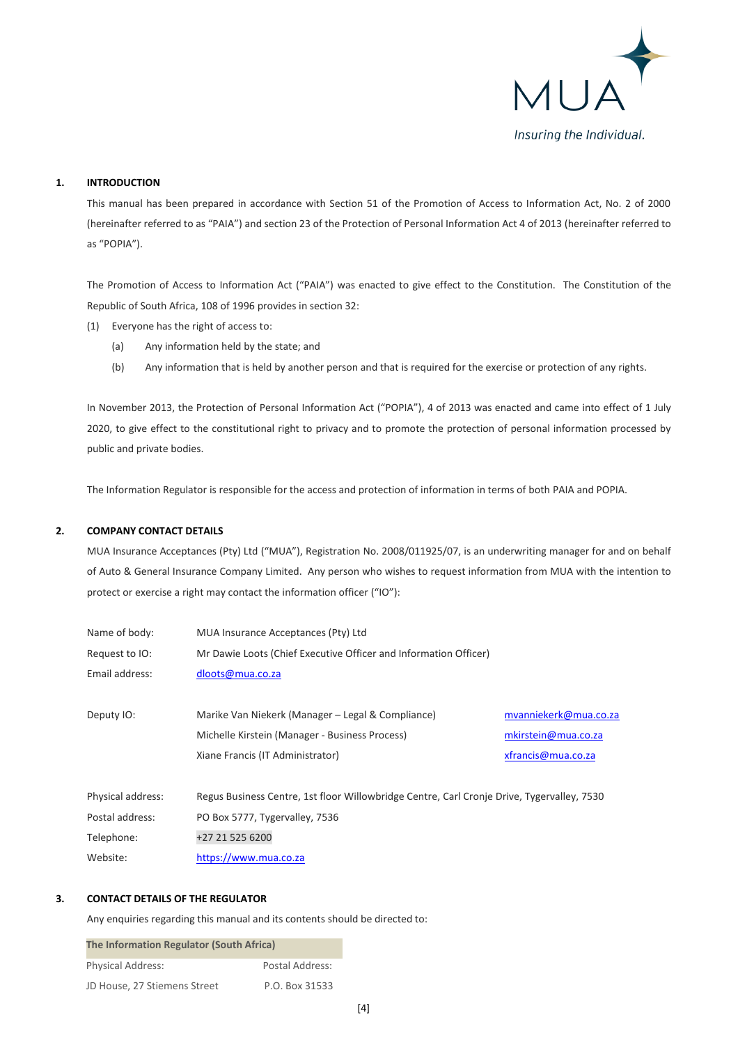MUA

*Insuring the Individual.*

## 1. INTRODUCTION

This manual has been prepared in accordance with Section 51 of the Promotion of Access to Information Act, No. 2 of 2000 (hereinafter referred to as "PAIA") and section 23 of the Protection of Personal Information Act 4 of 2013 (hereinafter referred to as "POPIA").

The Promotion of Access to Information Act ("PAIA") was enacted to give effect to the Constitution. The Constitution of the Republic of South Africa, 108 of 1996 provides in section 32:

(1) Everyone has the right of access to:

- (a) Any information held by the state; and
- (b) Any information that is held by another person and that is required for the exercise or protection of any rights.

In November 2013, the Protection of Personal Information Act ("POPIA"), 4 of 2013 was enacted and came into effect of 1 July 2020, to give effect to the constitutional right to privacy and to promote the protection of personal information processed by public and private bodies.

The Information Regulator is responsible for the access and protection of information in terms of both PAIA and POPIA.

## 2. COMPANY CONTACT DETAILS

MUA Insurance Acceptances (Pty) Ltd ("MUA"), Registration No. 2008/011925/07, is an underwriting manager for and on behalf of Auto & General Insurance Company Limited. Any person who wishes to request information from MUA with the intention to protect or exercise a right may contact the information officer ("IO"):

| | | |
|---|---|---|
| Name of body: | MUA Insurance Acceptances (Pty) Ltd | |
| Request to IO: | Mr Dawie Loots (Chief Executive Officer and Information Officer) | |
| Email address: | dloots@mua.co.za | |
| Deputy IO: | Marike Van Niekerk (Manager – Legal & Compliance) | mvanniekerk@mua.co.za |
| | Michelle Kirstein (Manager - Business Process) | mkirstein@mua.co.za |
| | Xiane Francis (IT Administrator) | xfrancis@mua.co.za |
| Physical address: | Regus Business Centre, 1st floor Willowbridge Centre, Carl Cronje Drive, Tygervalley, 7530 | |
| Postal address: | PO Box 5777, Tygervalley, 7536 | |
| Telephone: | +27 21 525 6200 | |
| Website: | https://www.mua.co.za | |

## 3. CONTACT DETAILS OF THE REGULATOR

Any enquiries regarding this manual and its contents should be directed to:

| The Information Regulator (South Africa) | |
|---|---|
| Physical Address: | Postal Address: |
| JD House, 27 Stiemens Street | P.O. Box 31533 |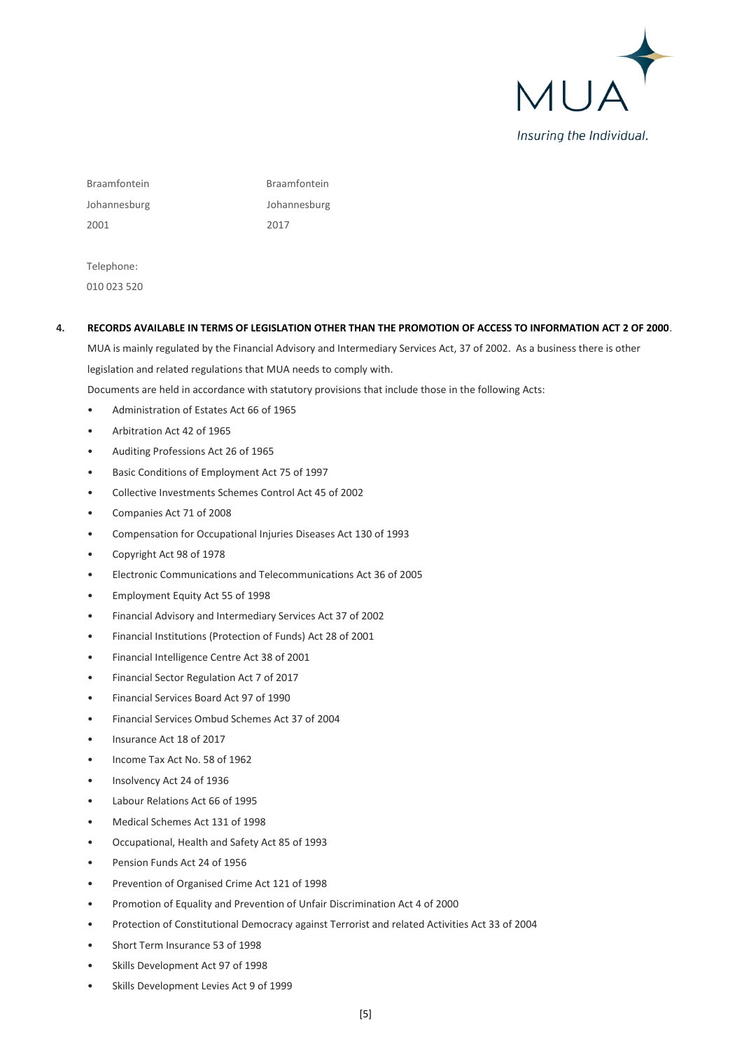| | |
|---|---|
| Braamfontein | Braamfontein |
| Johannesburg | Johannesburg |
| 2001 | 2017 |

Telephone:
010 023 520

## 4. RECORDS AVAILABLE IN TERMS OF LEGISLATION OTHER THAN THE PROMOTION OF ACCESS TO INFORMATION ACT 2 OF 2000.

MUA is mainly regulated by the Financial Advisory and Intermediary Services Act, 37 of 2002. As a business there is other legislation and related regulations that MUA needs to comply with.

Documents are held in accordance with statutory provisions that include those in the following Acts:

- Administration of Estates Act 66 of 1965
- Arbitration Act 42 of 1965
- Auditing Professions Act 26 of 1965
- Basic Conditions of Employment Act 75 of 1997
- Collective Investments Schemes Control Act 45 of 2002
- Companies Act 71 of 2008
- Compensation for Occupational Injuries Diseases Act 130 of 1993
- Copyright Act 98 of 1978
- Electronic Communications and Telecommunications Act 36 of 2005
- Employment Equity Act 55 of 1998
- Financial Advisory and Intermediary Services Act 37 of 2002
- Financial Institutions (Protection of Funds) Act 28 of 2001
- Financial Intelligence Centre Act 38 of 2001
- Financial Sector Regulation Act 7 of 2017
- Financial Services Board Act 97 of 1990
- Financial Services Ombud Schemes Act 37 of 2004
- Insurance Act 18 of 2017
- Income Tax Act No. 58 of 1962
- Insolvency Act 24 of 1936
- Labour Relations Act 66 of 1995
- Medical Schemes Act 131 of 1998
- Occupational, Health and Safety Act 85 of 1993
- Pension Funds Act 24 of 1956
- Prevention of Organised Crime Act 121 of 1998
- Promotion of Equality and Prevention of Unfair Discrimination Act 4 of 2000
- Protection of Constitutional Democracy against Terrorist and related Activities Act 33 of 2004
- Short Term Insurance 53 of 1998
- Skills Development Act 97 of 1998
- Skills Development Levies Act 9 of 1999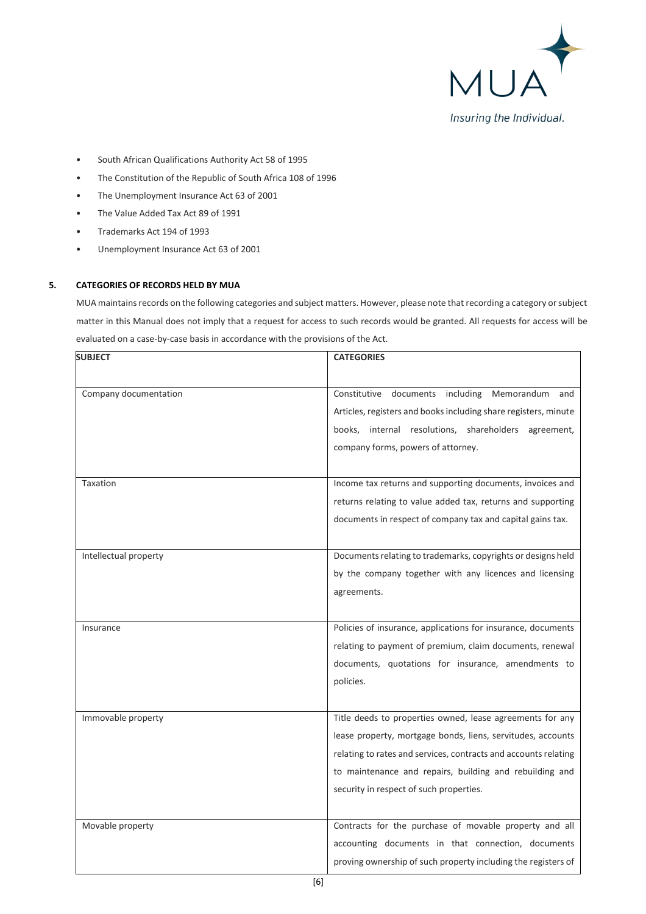- South African Qualifications Authority Act 58 of 1995
- The Constitution of the Republic of South Africa 108 of 1996
- The Unemployment Insurance Act 63 of 2001
- The Value Added Tax Act 89 of 1991
- Trademarks Act 194 of 1993
- Unemployment Insurance Act 63 of 2001

## 5. CATEGORIES OF RECORDS HELD BY MUA

MUA maintains records on the following categories and subject matters. However, please note that recording a category or subject matter in this Manual does not imply that a request for access to such records would be granted. All requests for access will be evaluated on a case-by-case basis in accordance with the provisions of the Act.

| SUBJECT | CATEGORIES |
|---|---|
| Company documentation | Constitutive documents including Memorandum and Articles, registers and books including share registers, minute books, internal resolutions, shareholders agreement, company forms, powers of attorney. |
| Taxation | Income tax returns and supporting documents, invoices and returns relating to value added tax, returns and supporting documents in respect of company tax and capital gains tax. |
| Intellectual property | Documents relating to trademarks, copyrights or designs held by the company together with any licences and licensing agreements. |
| Insurance | Policies of insurance, applications for insurance, documents relating to payment of premium, claim documents, renewal documents, quotations for insurance, amendments to policies. |
| Immovable property | Title deeds to properties owned, lease agreements for any lease property, mortgage bonds, liens, servitudes, accounts relating to rates and services, contracts and accounts relating to maintenance and repairs, building and rebuilding and security in respect of such properties. |
| Movable property | Contracts for the purchase of movable property and all accounting documents in that connection, documents proving ownership of such property including the registers of |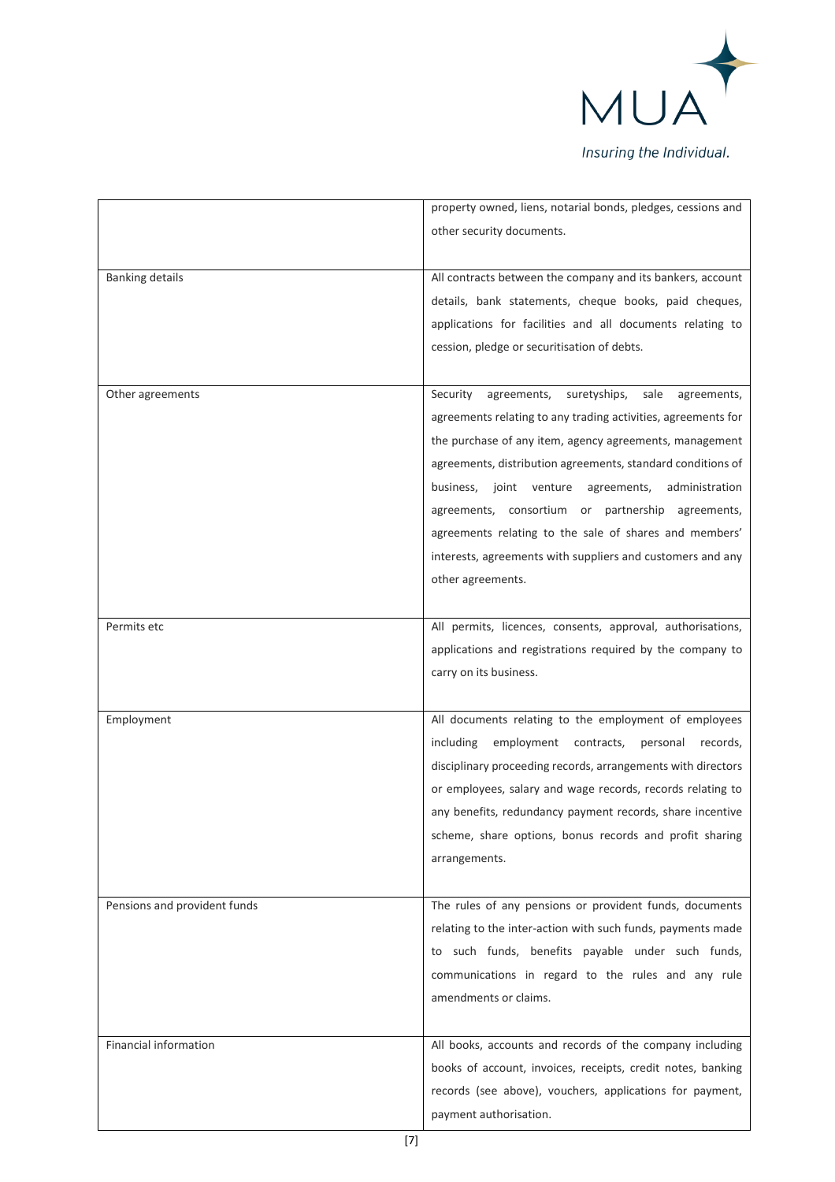| | |
|---|---|
| | property owned, liens, notarial bonds, pledges, cessions and other security documents. |
| Banking details | All contracts between the company and its bankers, account details, bank statements, cheque books, paid cheques, applications for facilities and all documents relating to cession, pledge or securitisation of debts. |
| Other agreements | Security agreements, suretyships, sale agreements, agreements relating to any trading activities, agreements for the purchase of any item, agency agreements, management agreements, distribution agreements, standard conditions of business, joint venture agreements, administration agreements, consortium or partnership agreements, agreements relating to the sale of shares and members' interests, agreements with suppliers and customers and any other agreements. |
| Permits etc | All permits, licences, consents, approval, authorisations, applications and registrations required by the company to carry on its business. |
| Employment | All documents relating to the employment of employees including employment contracts, personal records, disciplinary proceeding records, arrangements with directors or employees, salary and wage records, records relating to any benefits, redundancy payment records, share incentive scheme, share options, bonus records and profit sharing arrangements. |
| Pensions and provident funds | The rules of any pensions or provident funds, documents relating to the inter-action with such funds, payments made to such funds, benefits payable under such funds, communications in regard to the rules and any rule amendments or claims. |
| Financial information | All books, accounts and records of the company including books of account, invoices, receipts, credit notes, banking records (see above), vouchers, applications for payment, payment authorisation. |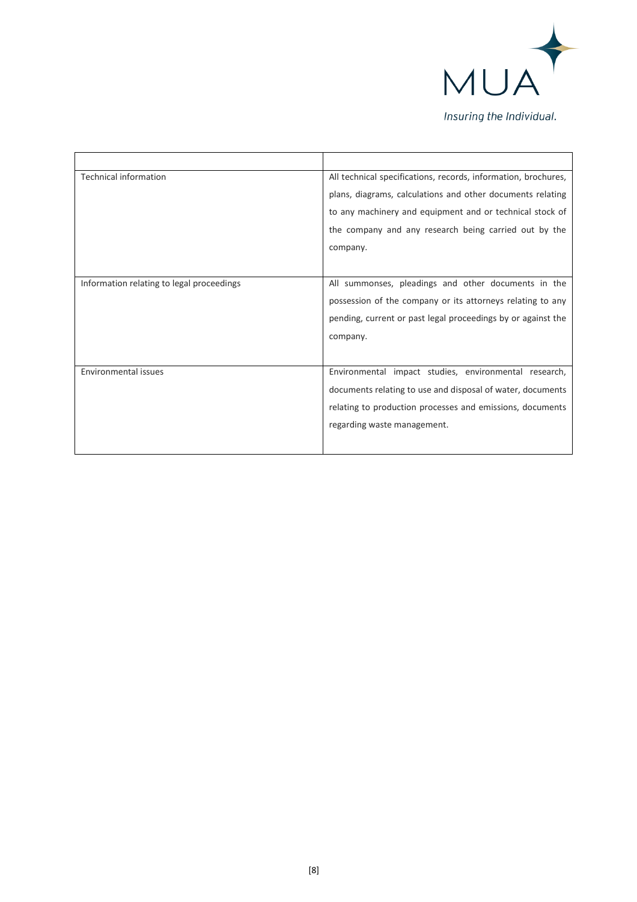| | |
|---|---|
| Technical information | All technical specifications, records, information, brochures, plans, diagrams, calculations and other documents relating to any machinery and equipment and or technical stock of the company and any research being carried out by the company. |
| Information relating to legal proceedings | All summonses, pleadings and other documents in the possession of the company or its attorneys relating to any pending, current or past legal proceedings by or against the company. |
| Environmental issues | Environmental impact studies, environmental research, documents relating to use and disposal of water, documents relating to production processes and emissions, documents regarding waste management. |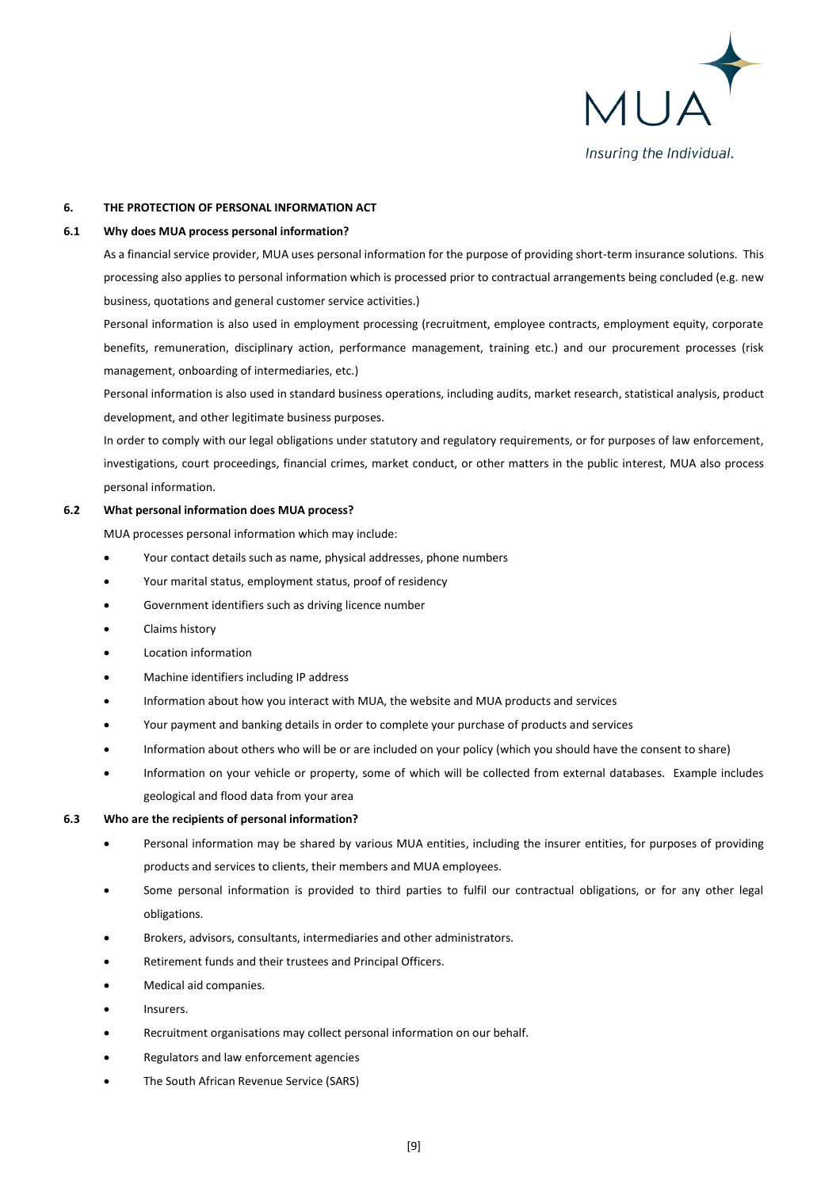## 6. THE PROTECTION OF PERSONAL INFORMATION ACT

### 6.1 Why does MUA process personal information?

As a financial service provider, MUA uses personal information for the purpose of providing short-term insurance solutions. This processing also applies to personal information which is processed prior to contractual arrangements being concluded (e.g. new business, quotations and general customer service activities.)

Personal information is also used in employment processing (recruitment, employee contracts, employment equity, corporate benefits, remuneration, disciplinary action, performance management, training etc.) and our procurement processes (risk management, onboarding of intermediaries, etc.)

Personal information is also used in standard business operations, including audits, market research, statistical analysis, product development, and other legitimate business purposes.

In order to comply with our legal obligations under statutory and regulatory requirements, or for purposes of law enforcement, investigations, court proceedings, financial crimes, market conduct, or other matters in the public interest, MUA also process personal information.

### 6.2 What personal information does MUA process?

MUA processes personal information which may include:

- Your contact details such as name, physical addresses, phone numbers
- Your marital status, employment status, proof of residency
- Government identifiers such as driving licence number
- Claims history
- Location information
- Machine identifiers including IP address
- Information about how you interact with MUA, the website and MUA products and services
- Your payment and banking details in order to complete your purchase of products and services
- Information about others who will be or are included on your policy (which you should have the consent to share)
- Information on your vehicle or property, some of which will be collected from external databases. Example includes geological and flood data from your area

### 6.3 Who are the recipients of personal information?

- Personal information may be shared by various MUA entities, including the insurer entities, for purposes of providing products and services to clients, their members and MUA employees.
- Some personal information is provided to third parties to fulfil our contractual obligations, or for any other legal obligations.
- Brokers, advisors, consultants, intermediaries and other administrators.
- Retirement funds and their trustees and Principal Officers.
- Medical aid companies.
- Insurers.
- Recruitment organisations may collect personal information on our behalf.
- Regulators and law enforcement agencies
- The South African Revenue Service (SARS)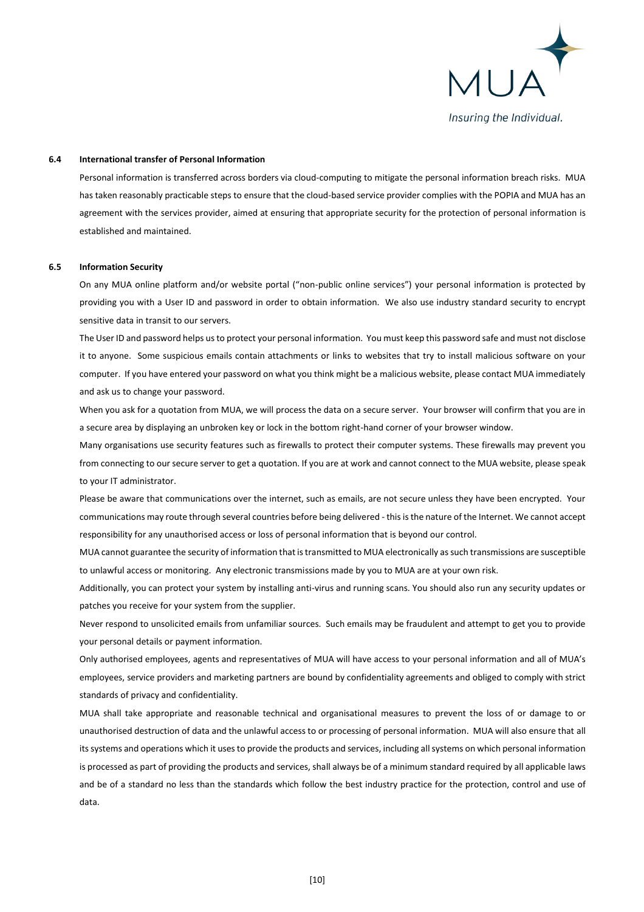### 6.4 International transfer of Personal Information

Personal information is transferred across borders via cloud-computing to mitigate the personal information breach risks. MUA has taken reasonably practicable steps to ensure that the cloud-based service provider complies with the POPIA and MUA has an agreement with the services provider, aimed at ensuring that appropriate security for the protection of personal information is established and maintained.

### 6.5 Information Security

On any MUA online platform and/or website portal ("non-public online services") your personal information is protected by providing you with a User ID and password in order to obtain information. We also use industry standard security to encrypt sensitive data in transit to our servers.

The User ID and password helps us to protect your personal information. You must keep this password safe and must not disclose it to anyone. Some suspicious emails contain attachments or links to websites that try to install malicious software on your computer. If you have entered your password on what you think might be a malicious website, please contact MUA immediately and ask us to change your password.

When you ask for a quotation from MUA, we will process the data on a secure server. Your browser will confirm that you are in a secure area by displaying an unbroken key or lock in the bottom right-hand corner of your browser window.

Many organisations use security features such as firewalls to protect their computer systems. These firewalls may prevent you from connecting to our secure server to get a quotation. If you are at work and cannot connect to the MUA website, please speak to your IT administrator.

Please be aware that communications over the internet, such as emails, are not secure unless they have been encrypted. Your communications may route through several countries before being delivered - this is the nature of the Internet. We cannot accept responsibility for any unauthorised access or loss of personal information that is beyond our control.

MUA cannot guarantee the security of information that is transmitted to MUA electronically as such transmissions are susceptible to unlawful access or monitoring. Any electronic transmissions made by you to MUA are at your own risk.

Additionally, you can protect your system by installing anti-virus and running scans. You should also run any security updates or patches you receive for your system from the supplier.

Never respond to unsolicited emails from unfamiliar sources. Such emails may be fraudulent and attempt to get you to provide your personal details or payment information.

Only authorised employees, agents and representatives of MUA will have access to your personal information and all of MUA's employees, service providers and marketing partners are bound by confidentiality agreements and obliged to comply with strict standards of privacy and confidentiality.

MUA shall take appropriate and reasonable technical and organisational measures to prevent the loss of or damage to or unauthorised destruction of data and the unlawful access to or processing of personal information. MUA will also ensure that all its systems and operations which it uses to provide the products and services, including all systems on which personal information is processed as part of providing the products and services, shall always be of a minimum standard required by all applicable laws and be of a standard no less than the standards which follow the best industry practice for the protection, control and use of data.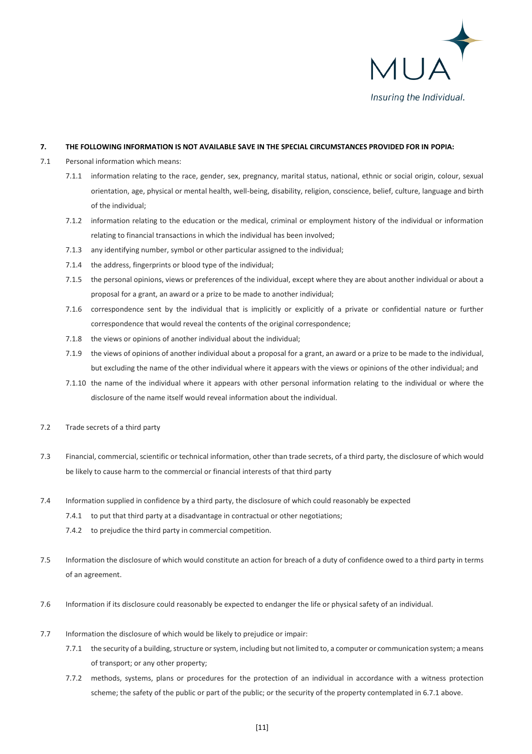## 7. THE FOLLOWING INFORMATION IS NOT AVAILABLE SAVE IN THE SPECIAL CIRCUMSTANCES PROVIDED FOR IN POPIA:

7.1 Personal information which means:

- 7.1.1 information relating to the race, gender, sex, pregnancy, marital status, national, ethnic or social origin, colour, sexual orientation, age, physical or mental health, well-being, disability, religion, conscience, belief, culture, language and birth of the individual;
- 7.1.2 information relating to the education or the medical, criminal or employment history of the individual or information relating to financial transactions in which the individual has been involved;
- 7.1.3 any identifying number, symbol or other particular assigned to the individual;
- 7.1.4 the address, fingerprints or blood type of the individual;
- 7.1.5 the personal opinions, views or preferences of the individual, except where they are about another individual or about a proposal for a grant, an award or a prize to be made to another individual;
- 7.1.6 correspondence sent by the individual that is implicitly or explicitly of a private or confidential nature or further correspondence that would reveal the contents of the original correspondence;
- 7.1.8 the views or opinions of another individual about the individual;
- 7.1.9 the views of opinions of another individual about a proposal for a grant, an award or a prize to be made to the individual, but excluding the name of the other individual where it appears with the views or opinions of the other individual; and
- 7.1.10 the name of the individual where it appears with other personal information relating to the individual or where the disclosure of the name itself would reveal information about the individual.

7.2 Trade secrets of a third party

7.3 Financial, commercial, scientific or technical information, other than trade secrets, of a third party, the disclosure of which would be likely to cause harm to the commercial or financial interests of that third party

7.4 Information supplied in confidence by a third party, the disclosure of which could reasonably be expected

- 7.4.1 to put that third party at a disadvantage in contractual or other negotiations;
- 7.4.2 to prejudice the third party in commercial competition.

7.5 Information the disclosure of which would constitute an action for breach of a duty of confidence owed to a third party in terms of an agreement.

7.6 Information if its disclosure could reasonably be expected to endanger the life or physical safety of an individual.

7.7 Information the disclosure of which would be likely to prejudice or impair:

- 7.7.1 the security of a building, structure or system, including but not limited to, a computer or communication system; a means of transport; or any other property;
- 7.7.2 methods, systems, plans or procedures for the protection of an individual in accordance with a witness protection scheme; the safety of the public or part of the public; or the security of the property contemplated in 6.7.1 above.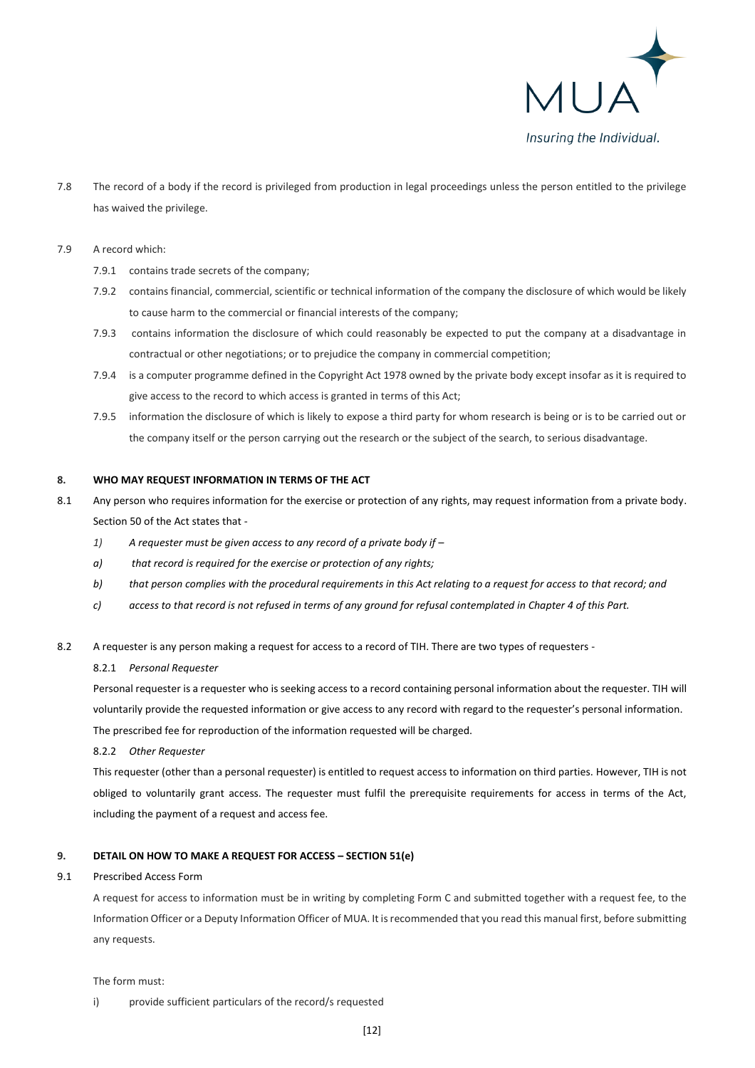7.8 The record of a body if the record is privileged from production in legal proceedings unless the person entitled to the privilege has waived the privilege.

7.9 A record which:

- 7.9.1 contains trade secrets of the company;
- 7.9.2 contains financial, commercial, scientific or technical information of the company the disclosure of which would be likely to cause harm to the commercial or financial interests of the company;
- 7.9.3 contains information the disclosure of which could reasonably be expected to put the company at a disadvantage in contractual or other negotiations; or to prejudice the company in commercial competition;
- 7.9.4 is a computer programme defined in the Copyright Act 1978 owned by the private body except insofar as it is required to give access to the record to which access is granted in terms of this Act;
- 7.9.5 information the disclosure of which is likely to expose a third party for whom research is being or is to be carried out or the company itself or the person carrying out the research or the subject of the search, to serious disadvantage.

**8. WHO MAY REQUEST INFORMATION IN TERMS OF THE ACT**

8.1 Any person who requires information for the exercise or protection of any rights, may request information from a private body. Section 50 of the Act states that -

*1) A requester must be given access to any record of a private body if –*

*a) that record is required for the exercise or protection of any rights;*

*b) that person complies with the procedural requirements in this Act relating to a request for access to that record; and*

*c) access to that record is not refused in terms of any ground for refusal contemplated in Chapter 4 of this Part.*

8.2 A requester is any person making a request for access to a record of TIH. There are two types of requesters -

8.2.1 *Personal Requester*

Personal requester is a requester who is seeking access to a record containing personal information about the requester. TIH will voluntarily provide the requested information or give access to any record with regard to the requester's personal information. The prescribed fee for reproduction of the information requested will be charged.

8.2.2 *Other Requester*

This requester (other than a personal requester) is entitled to request access to information on third parties. However, TIH is not obliged to voluntarily grant access. The requester must fulfil the prerequisite requirements for access in terms of the Act, including the payment of a request and access fee.

**9. DETAIL ON HOW TO MAKE A REQUEST FOR ACCESS – SECTION 51(e)**

9.1 Prescribed Access Form

A request for access to information must be in writing by completing Form C and submitted together with a request fee, to the Information Officer or a Deputy Information Officer of MUA. It is recommended that you read this manual first, before submitting any requests.

The form must:

i) provide sufficient particulars of the record/s requested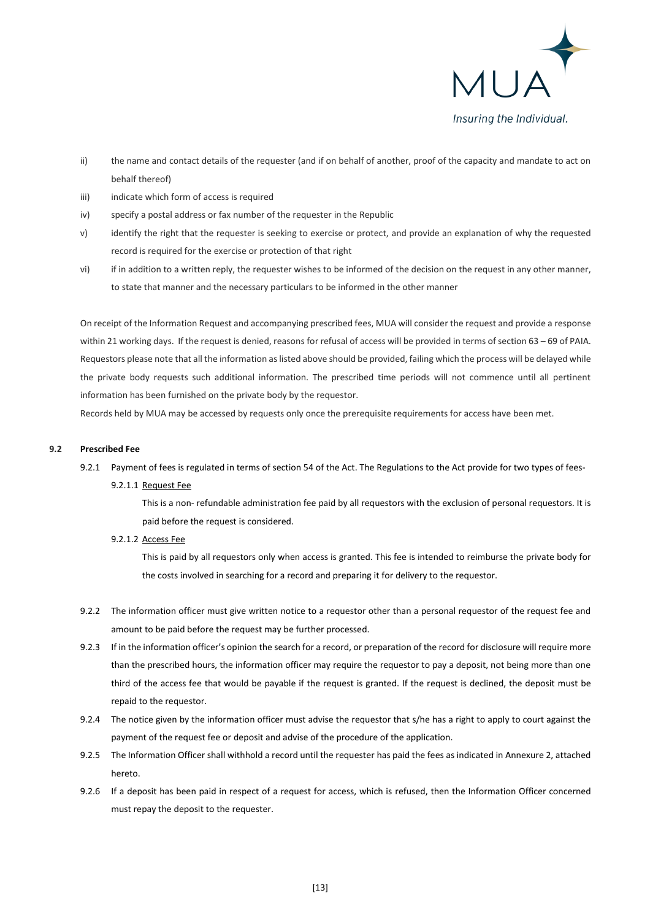ii) the name and contact details of the requester (and if on behalf of another, proof of the capacity and mandate to act on behalf thereof)

iii) indicate which form of access is required

iv) specify a postal address or fax number of the requester in the Republic

v) identify the right that the requester is seeking to exercise or protect, and provide an explanation of why the requested record is required for the exercise or protection of that right

vi) if in addition to a written reply, the requester wishes to be informed of the decision on the request in any other manner, to state that manner and the necessary particulars to be informed in the other manner

On receipt of the Information Request and accompanying prescribed fees, MUA will consider the request and provide a response within 21 working days. If the request is denied, reasons for refusal of access will be provided in terms of section 63 – 69 of PAIA. Requestors please note that all the information as listed above should be provided, failing which the process will be delayed while the private body requests such additional information. The prescribed time periods will not commence until all pertinent information has been furnished on the private body by the requestor.

Records held by MUA may be accessed by requests only once the prerequisite requirements for access have been met.

### 9.2 Prescribed Fee

9.2.1 Payment of fees is regulated in terms of section 54 of the Act. The Regulations to the Act provide for two types of fees-

9.2.1.1 Request Fee

This is a non- refundable administration fee paid by all requestors with the exclusion of personal requestors. It is paid before the request is considered.

9.2.1.2 Access Fee

This is paid by all requestors only when access is granted. This fee is intended to reimburse the private body for the costs involved in searching for a record and preparing it for delivery to the requestor.

9.2.2 The information officer must give written notice to a requestor other than a personal requestor of the request fee and amount to be paid before the request may be further processed.

9.2.3 If in the information officer's opinion the search for a record, or preparation of the record for disclosure will require more than the prescribed hours, the information officer may require the requestor to pay a deposit, not being more than one third of the access fee that would be payable if the request is granted. If the request is declined, the deposit must be repaid to the requestor.

9.2.4 The notice given by the information officer must advise the requestor that s/he has a right to apply to court against the payment of the request fee or deposit and advise of the procedure of the application.

9.2.5 The Information Officer shall withhold a record until the requester has paid the fees as indicated in Annexure 2, attached hereto.

9.2.6 If a deposit has been paid in respect of a request for access, which is refused, then the Information Officer concerned must repay the deposit to the requester.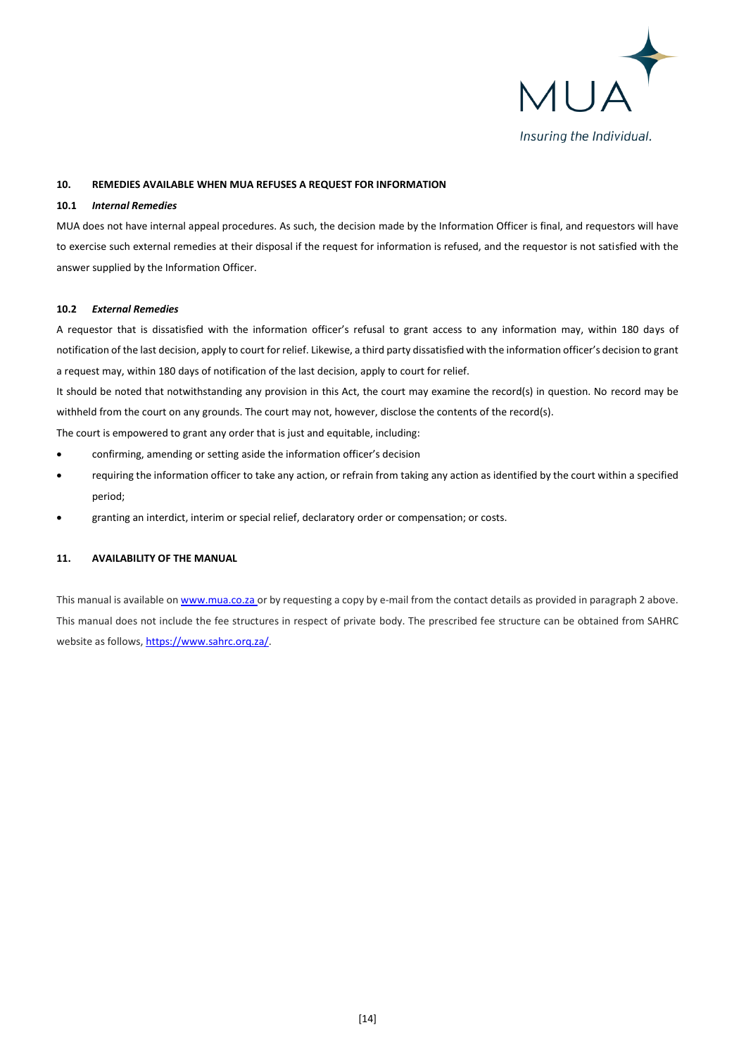## 10. REMEDIES AVAILABLE WHEN MUA REFUSES A REQUEST FOR INFORMATION

### 10.1 *Internal Remedies*

MUA does not have internal appeal procedures. As such, the decision made by the Information Officer is final, and requestors will have to exercise such external remedies at their disposal if the request for information is refused, and the requestor is not satisfied with the answer supplied by the Information Officer.

### 10.2 *External Remedies*

A requestor that is dissatisfied with the information officer's refusal to grant access to any information may, within 180 days of notification of the last decision, apply to court for relief. Likewise, a third party dissatisfied with the information officer's decision to grant a request may, within 180 days of notification of the last decision, apply to court for relief.

It should be noted that notwithstanding any provision in this Act, the court may examine the record(s) in question. No record may be withheld from the court on any grounds. The court may not, however, disclose the contents of the record(s).

The court is empowered to grant any order that is just and equitable, including:

- confirming, amending or setting aside the information officer's decision
- requiring the information officer to take any action, or refrain from taking any action as identified by the court within a specified period;
- granting an interdict, interim or special relief, declaratory order or compensation; or costs.

## 11. AVAILABILITY OF THE MANUAL

This manual is available on [www.mua.co.za](http://www.mua.co.za) or by requesting a copy by e-mail from the contact details as provided in paragraph 2 above. This manual does not include the fee structures in respect of private body. The prescribed fee structure can be obtained from SAHRC website as follows, [https://www.sahrc.org.za/](https://www.sahrc.org.za/).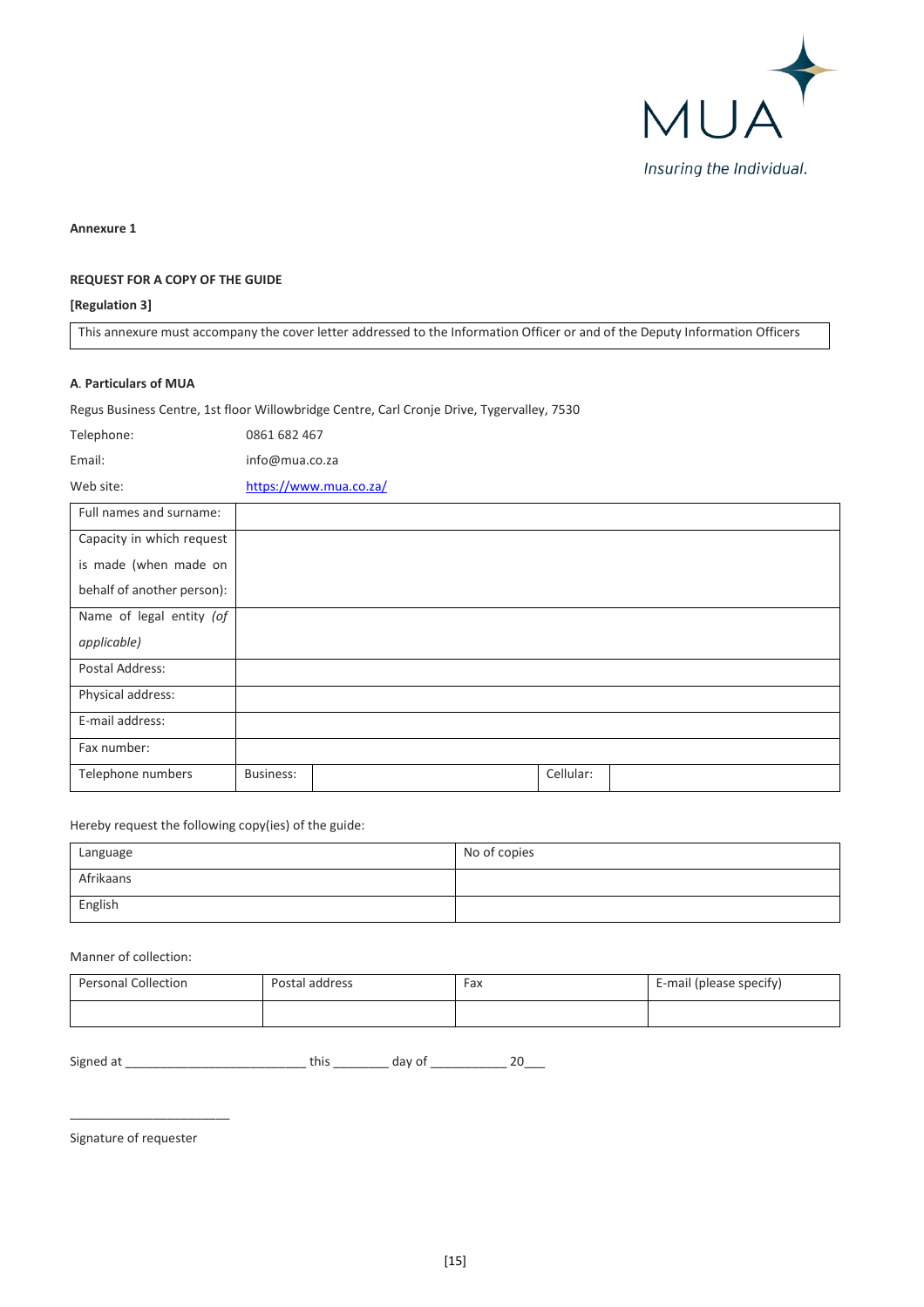MUA

*Insuring the Individual.*

**Annexure 1**

**REQUEST FOR A COPY OF THE GUIDE**

**[Regulation 3]**

| This annexure must accompany the cover letter addressed to the Information Officer or and of the Deputy Information Officers |
|---|

**A. Particulars of MUA**

Regus Business Centre, 1st floor Willowbridge Centre, Carl Cronje Drive, Tygervalley, 7530

Telephone: 0861 682 467

Email: info@mua.co.za

Web site: https://www.mua.co.za/

| Full names and surname: | | | |
|---|---|---|---|
| Capacity in which request is made (when made on behalf of another person): | | | |
| Name of legal entity *(of applicable)* | | | |
| Postal Address: | | | |
| Physical address: | | | |
| E-mail address: | | | |
| Fax number: | | | |
| Telephone numbers | Business: | Cellular: | |

Hereby request the following copy(ies) of the guide:

| Language | No of copies |
|---|---|
| Afrikaans | |
| English | |

Manner of collection:

| Personal Collection | Postal address | Fax | E-mail (please specify) |
|---|---|---|---|
| | | | |

Signed at _________________________ this ________ day of ___________ 20___

_______________________

Signature of requester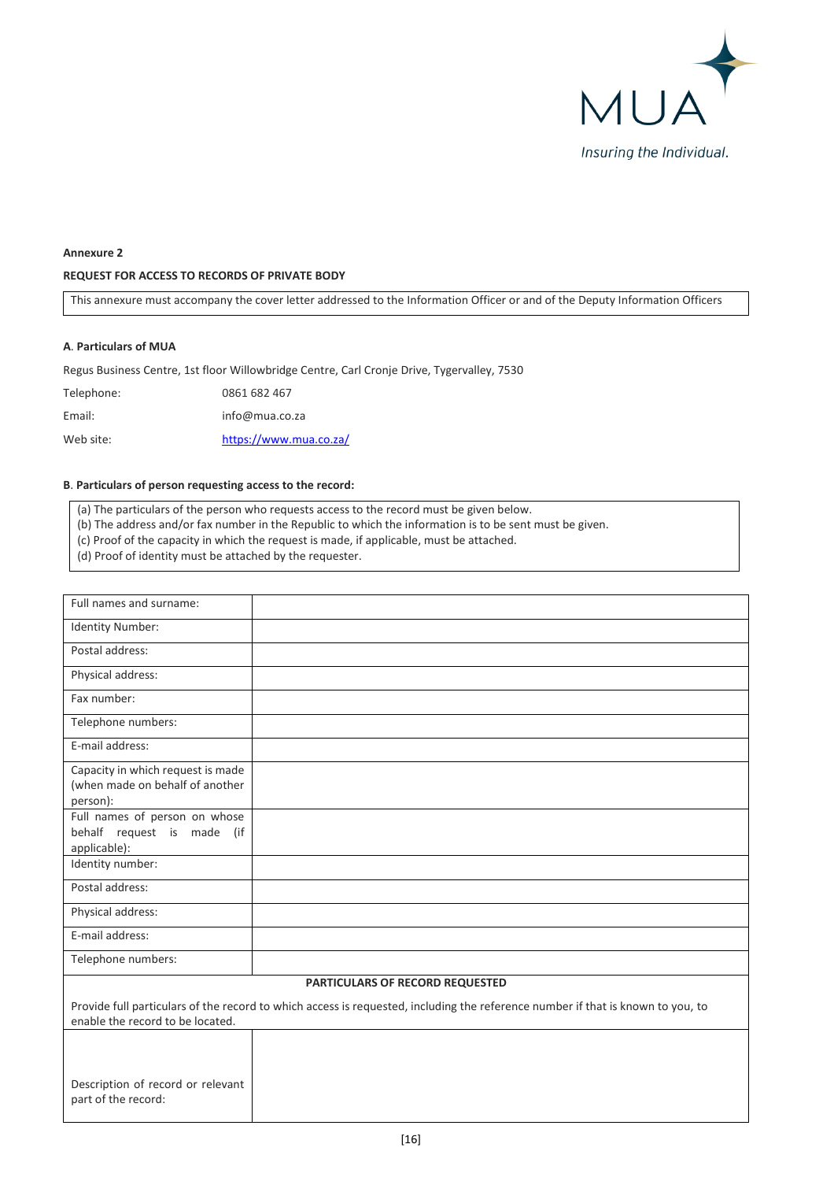MUA

*Insuring the Individual.*

**Annexure 2**

**REQUEST FOR ACCESS TO RECORDS OF PRIVATE BODY**

This annexure must accompany the cover letter addressed to the Information Officer or and of the Deputy Information Officers

**A. Particulars of MUA**

Regus Business Centre, 1st floor Willowbridge Centre, Carl Cronje Drive, Tygervalley, 7530

| | |
|---|---|
| Telephone: | 0861 682 467 |
| Email: | info@mua.co.za |
| Web site: | https://www.mua.co.za/ |

**B. Particulars of person requesting access to the record:**

(a) The particulars of the person who requests access to the record must be given below.
(b) The address and/or fax number in the Republic to which the information is to be sent must be given.
(c) Proof of the capacity in which the request is made, if applicable, must be attached.
(d) Proof of identity must be attached by the requester.

| | |
|---|---|
| Full names and surname: | |
| Identity Number: | |
| Postal address: | |
| Physical address: | |
| Fax number: | |
| Telephone numbers: | |
| E-mail address: | |
| Capacity in which request is made (when made on behalf of another person): | |
| Full names of person on whose behalf request is made (if applicable): | |
| Identity number: | |
| Postal address: | |
| Physical address: | |
| E-mail address: | |
| Telephone numbers: | |

**PARTICULARS OF RECORD REQUESTED**

Provide full particulars of the record to which access is requested, including the reference number if that is known to you, to enable the record to be located.

| | |
|---|---|
| Description of record or relevant part of the record: | |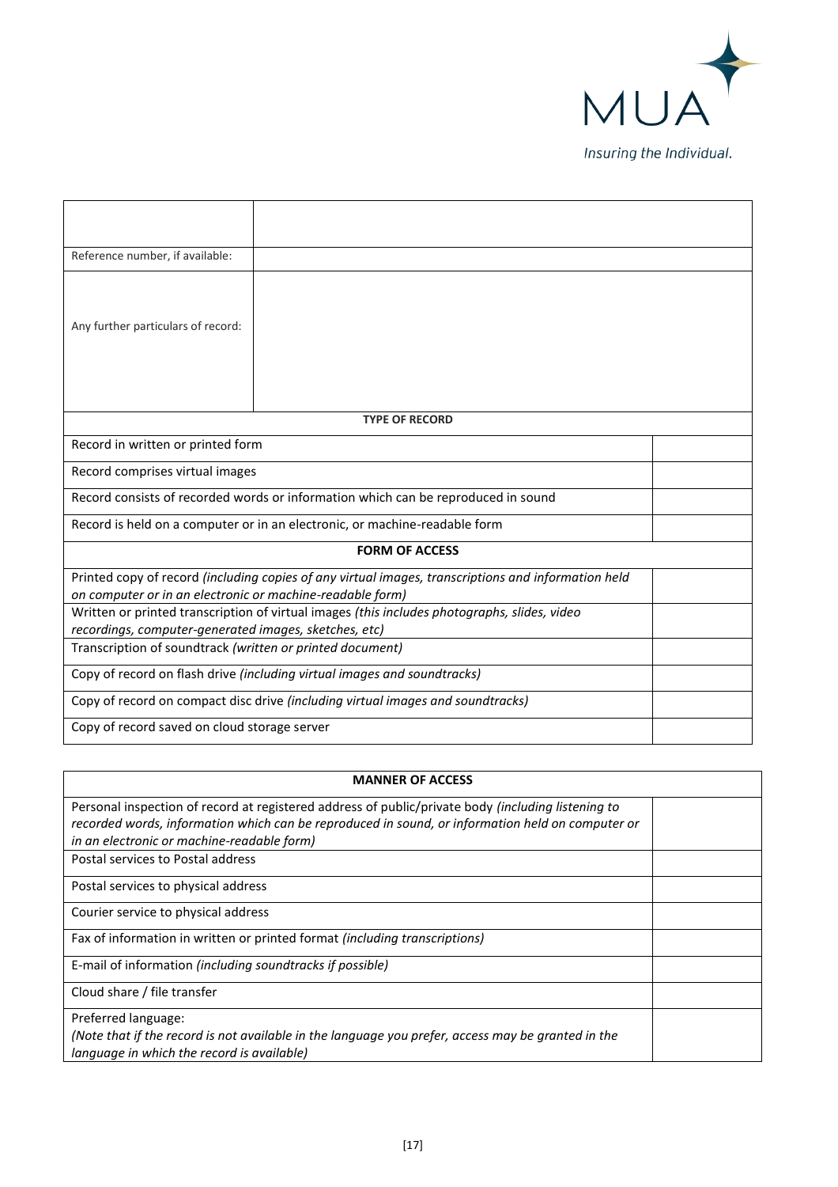MUA

*Insuring the Individual.*

| | |
|---|---|
| | |
| Reference number, if available: | |
| Any further particulars of record: | |

| TYPE OF RECORD | |
|---|---|
| Record in written or printed form | |
| Record comprises virtual images | |
| Record consists of recorded words or information which can be reproduced in sound | |
| Record is held on a computer or in an electronic, or machine-readable form | |
| **FORM OF ACCESS** | |
| Printed copy of record *(including copies of any virtual images, transcriptions and information held on computer or in an electronic or machine-readable form)* | |
| Written or printed transcription of virtual images *(this includes photographs, slides, video recordings, computer-generated images, sketches, etc)* | |
| Transcription of soundtrack *(written or printed document)* | |
| Copy of record on flash drive *(including virtual images and soundtracks)* | |
| Copy of record on compact disc drive *(including virtual images and soundtracks)* | |
| Copy of record saved on cloud storage server | |

| MANNER OF ACCESS | |
|---|---|
| Personal inspection of record at registered address of public/private body *(including listening to recorded words, information which can be reproduced in sound, or information held on computer or in an electronic or machine-readable form)* | |
| Postal services to Postal address | |
| Postal services to physical address | |
| Courier service to physical address | |
| Fax of information in written or printed format *(including transcriptions)* | |
| E-mail of information *(including soundtracks if possible)* | |
| Cloud share / file transfer | |
| Preferred language: *(Note that if the record is not available in the language you prefer, access may be granted in the language in which the record is available)* | |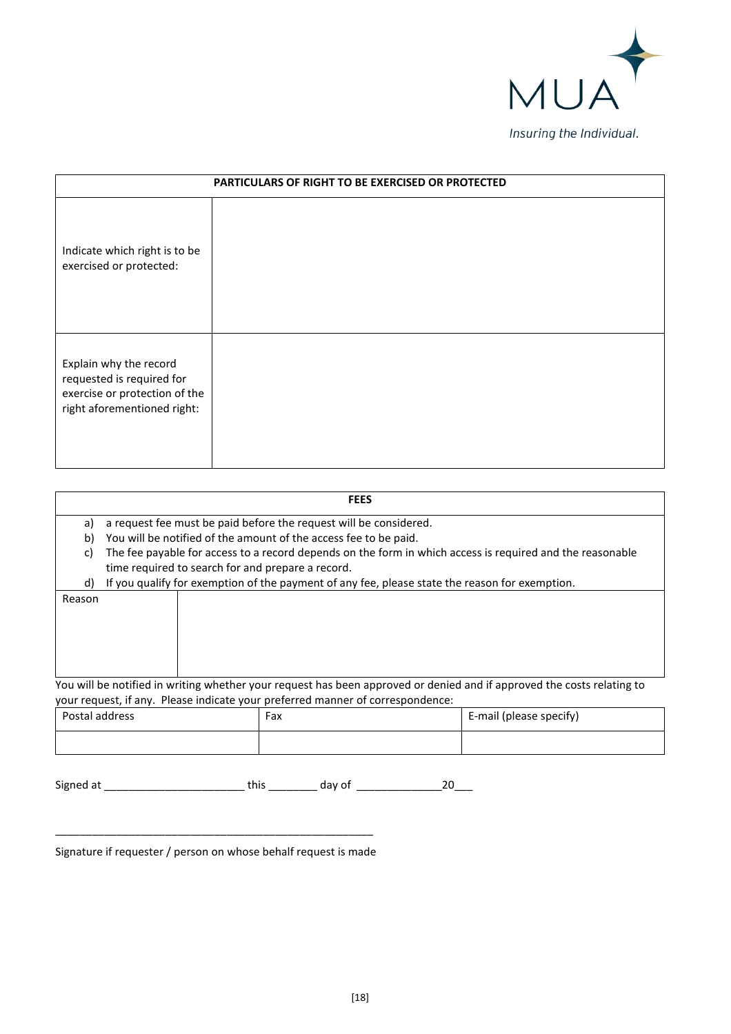MUA

*Insuring the Individual.*

| PARTICULARS OF RIGHT TO BE EXERCISED OR PROTECTED | |
|---|---|
| Indicate which right is to be exercised or protected: | |
| Explain why the record requested is required for exercise or protection of the right aforementioned right: | |

| FEES | |
|---|---|
| a) a request fee must be paid before the request will be considered.<br>b) You will be notified of the amount of the access fee to be paid.<br>c) The fee payable for access to a record depends on the form in which access is required and the reasonable time required to search for and prepare a record.<br>d) If you qualify for exemption of the payment of any fee, please state the reason for exemption. | |
| Reason | |

You will be notified in writing whether your request has been approved or denied and if approved the costs relating to your request, if any. Please indicate your preferred manner of correspondence:

| Postal address | Fax | E-mail (please specify) |
|---|---|---|
| | | |

Signed at ______________________ this ________ day of ______________20___

______________________________________________________

Signature if requester / person on whose behalf request is made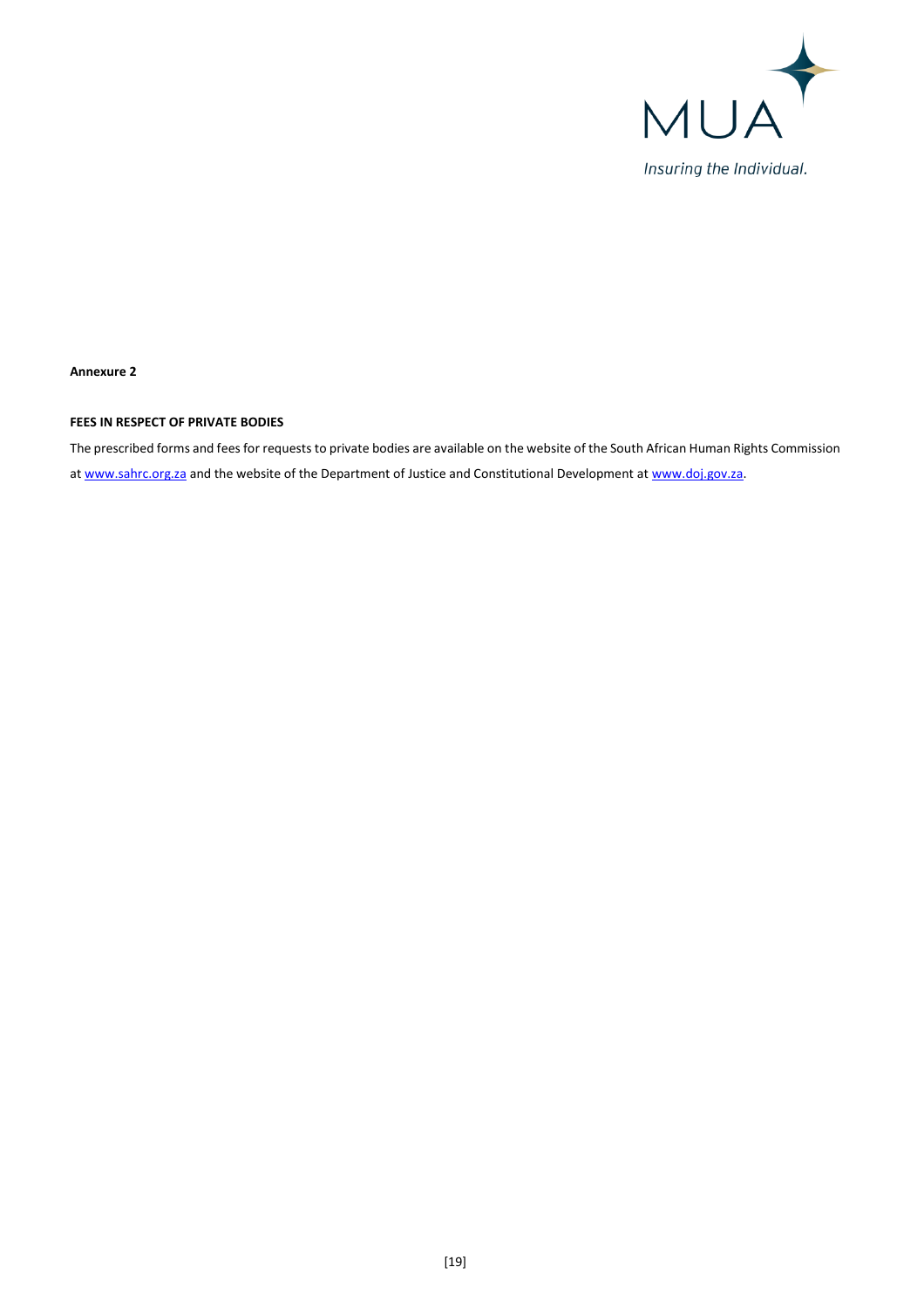**Annexure 2**

**FEES IN RESPECT OF PRIVATE BODIES**

The prescribed forms and fees for requests to private bodies are available on the website of the South African Human Rights Commission at www.sahrc.org.za and the website of the Department of Justice and Constitutional Development at www.doj.gov.za.